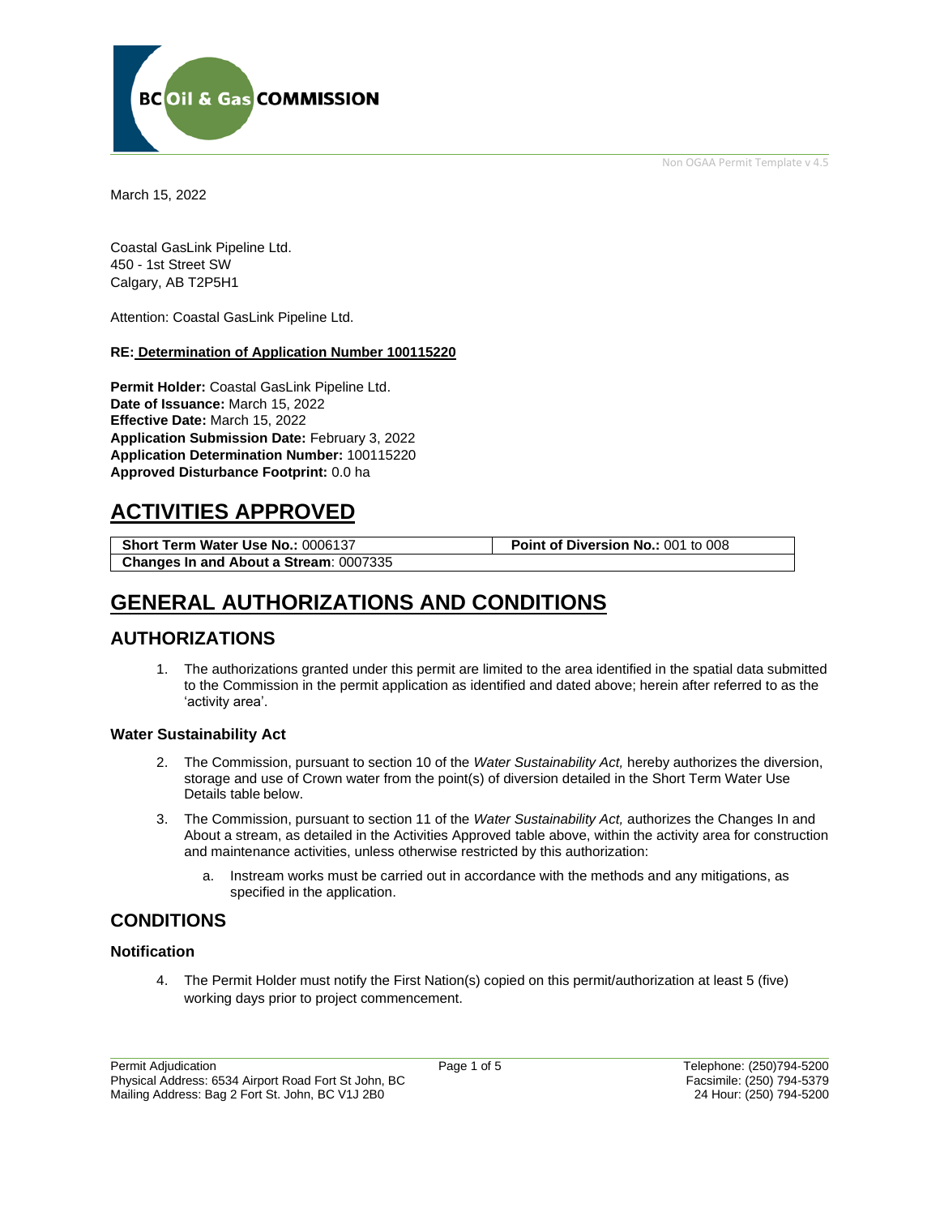Non OGAA Permit Template v 4.5

March 15, 2022

Coastal GasLink Pipeline Ltd.
450 - 1st Street SW
Calgary, AB T2P5H1

Attention: Coastal GasLink Pipeline Ltd.

**RE: Determination of Application Number 100115220**

**Permit Holder:** Coastal GasLink Pipeline Ltd.
**Date of Issuance:** March 15, 2022
**Effective Date:** March 15, 2022
**Application Submission Date:** February 3, 2022
**Application Determination Number:** 100115220
**Approved Disturbance Footprint:** 0.0 ha

# ACTIVITIES APPROVED

| **Short Term Water Use No.:** 0006137 | **Point of Diversion No.:** 001 to 008 |
|---|---|
| **Changes In and About a Stream**: 0007335 | |

# GENERAL AUTHORIZATIONS AND CONDITIONS

## AUTHORIZATIONS

1. The authorizations granted under this permit are limited to the area identified in the spatial data submitted to the Commission in the permit application as identified and dated above; herein after referred to as the 'activity area'.

### Water Sustainability Act

2. The Commission, pursuant to section 10 of the *Water Sustainability Act,* hereby authorizes the diversion, storage and use of Crown water from the point(s) of diversion detailed in the Short Term Water Use Details table below.

3. The Commission, pursuant to section 11 of the *Water Sustainability Act,* authorizes the Changes In and About a stream, as detailed in the Activities Approved table above, within the activity area for construction and maintenance activities, unless otherwise restricted by this authorization:

   a. Instream works must be carried out in accordance with the methods and any mitigations, as specified in the application.

## CONDITIONS

### Notification

4. The Permit Holder must notify the First Nation(s) copied on this permit/authorization at least 5 (five) working days prior to project commencement.

Permit Adjudication
Physical Address: 6534 Airport Road Fort St John, BC
Mailing Address: Bag 2 Fort St. John, BC V1J 2B0

Telephone: (250)794-5200
Facsimile: (250) 794-5379
24 Hour: (250) 794-5200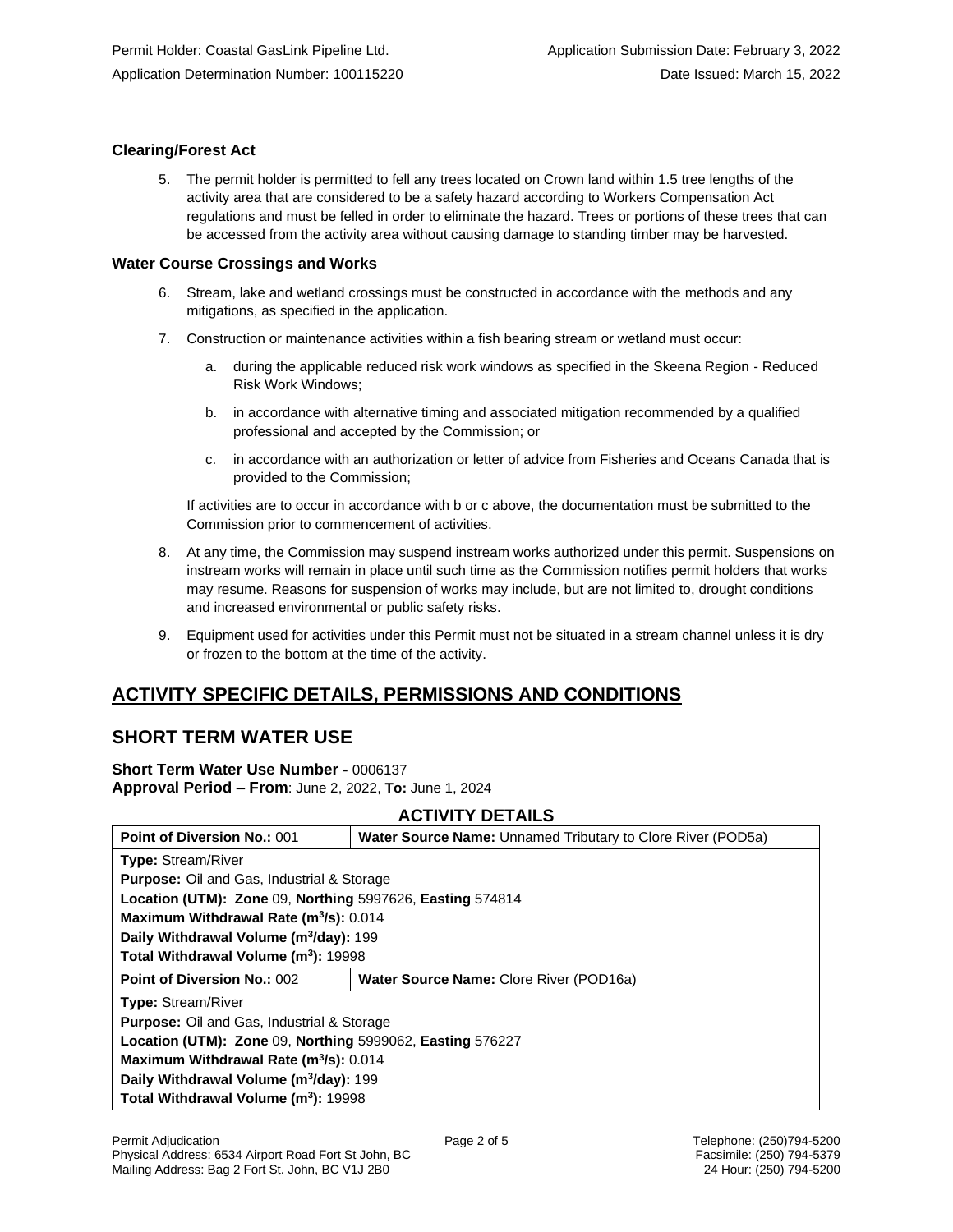### Clearing/Forest Act

5. The permit holder is permitted to fell any trees located on Crown land within 1.5 tree lengths of the activity area that are considered to be a safety hazard according to Workers Compensation Act regulations and must be felled in order to eliminate the hazard. Trees or portions of these trees that can be accessed from the activity area without causing damage to standing timber may be harvested.

### Water Course Crossings and Works

6. Stream, lake and wetland crossings must be constructed in accordance with the methods and any mitigations, as specified in the application.
7. Construction or maintenance activities within a fish bearing stream or wetland must occur:
   a. during the applicable reduced risk work windows as specified in the Skeena Region - Reduced Risk Work Windows;
   b. in accordance with alternative timing and associated mitigation recommended by a qualified professional and accepted by the Commission; or
   c. in accordance with an authorization or letter of advice from Fisheries and Oceans Canada that is provided to the Commission;

   If activities are to occur in accordance with b or c above, the documentation must be submitted to the Commission prior to commencement of activities.
8. At any time, the Commission may suspend instream works authorized under this permit. Suspensions on instream works will remain in place until such time as the Commission notifies permit holders that works may resume. Reasons for suspension of works may include, but are not limited to, drought conditions and increased environmental or public safety risks.
9. Equipment used for activities under this Permit must not be situated in a stream channel unless it is dry or frozen to the bottom at the time of the activity.

## ACTIVITY SPECIFIC DETAILS, PERMISSIONS AND CONDITIONS

## SHORT TERM WATER USE

**Short Term Water Use Number -** 0006137
**Approval Period – From**: June 2, 2022, **To:** June 1, 2024

### ACTIVITY DETAILS

| **Point of Diversion No.:** 001 | **Water Source Name:** Unnamed Tributary to Clore River (POD5a) |
|---|---|
| **Type:** Stream/River<br>**Purpose:** Oil and Gas, Industrial & Storage<br>**Location (UTM): Zone** 09, **Northing** 5997626, **Easting** 574814<br>**Maximum Withdrawal Rate ($m^3$/s):** 0.014<br>**Daily Withdrawal Volume ($m^3$/day):** 199<br>**Total Withdrawal Volume ($m^3$):** 19998 | |
| **Point of Diversion No.:** 002 | **Water Source Name:** Clore River (POD16a) |
| **Type:** Stream/River<br>**Purpose:** Oil and Gas, Industrial & Storage<br>**Location (UTM): Zone** 09, **Northing** 5999062, **Easting** 576227<br>**Maximum Withdrawal Rate ($m^3$/s):** 0.014<br>**Daily Withdrawal Volume ($m^3$/day):** 199<br>**Total Withdrawal Volume ($m^3$):** 19998 | |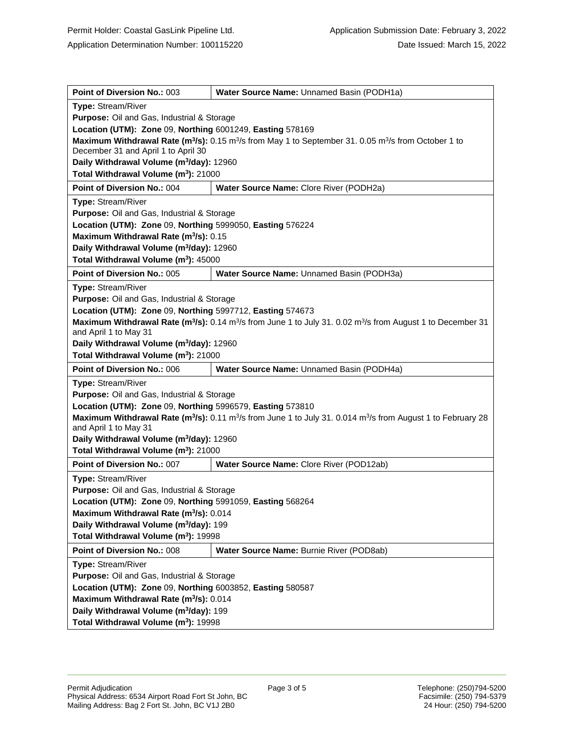| **Point of Diversion No.:** 003 | **Water Source Name:** Unnamed Basin (PODH1a) |
|---|---|
| **Type:** Stream/River<br>**Purpose:** Oil and Gas, Industrial & Storage<br>**Location (UTM): Zone** 09, **Northing** 6001249, **Easting** 578169<br>**Maximum Withdrawal Rate ($m^3/s$):** 0.15 $m^3/s$ from May 1 to September 31. 0.05 $m^3/s$ from October 1 to December 31 and April 1 to April 30<br>**Daily Withdrawal Volume ($m^3/day$):** 12960<br>**Total Withdrawal Volume ($m^3$):** 21000 | |
| **Point of Diversion No.:** 004 | **Water Source Name:** Clore River (PODH2a) |
| **Type:** Stream/River<br>**Purpose:** Oil and Gas, Industrial & Storage<br>**Location (UTM): Zone** 09, **Northing** 5999050, **Easting** 576224<br>**Maximum Withdrawal Rate ($m^3/s$):** 0.15<br>**Daily Withdrawal Volume ($m^3/day$):** 12960<br>**Total Withdrawal Volume ($m^3$):** 45000 | |
| **Point of Diversion No.:** 005 | **Water Source Name:** Unnamed Basin (PODH3a) |
| **Type:** Stream/River<br>**Purpose:** Oil and Gas, Industrial & Storage<br>**Location (UTM): Zone** 09, **Northing** 5997712, **Easting** 574673<br>**Maximum Withdrawal Rate ($m^3/s$):** 0.14 $m^3/s$ from June 1 to July 31. 0.02 $m^3/s$ from August 1 to December 31 and April 1 to May 31<br>**Daily Withdrawal Volume ($m^3/day$):** 12960<br>**Total Withdrawal Volume ($m^3$):** 21000 | |
| **Point of Diversion No.:** 006 | **Water Source Name:** Unnamed Basin (PODH4a) |
| **Type:** Stream/River<br>**Purpose:** Oil and Gas, Industrial & Storage<br>**Location (UTM): Zone** 09, **Northing** 5996579, **Easting** 573810<br>**Maximum Withdrawal Rate ($m^3/s$):** 0.11 $m^3/s$ from June 1 to July 31. 0.014 $m^3/s$ from August 1 to February 28 and April 1 to May 31<br>**Daily Withdrawal Volume ($m^3/day$):** 12960<br>**Total Withdrawal Volume ($m^3$):** 21000 | |
| **Point of Diversion No.:** 007 | **Water Source Name:** Clore River (POD12ab) |
| **Type:** Stream/River<br>**Purpose:** Oil and Gas, Industrial & Storage<br>**Location (UTM): Zone** 09, **Northing** 5991059, **Easting** 568264<br>**Maximum Withdrawal Rate ($m^3/s$):** 0.014<br>**Daily Withdrawal Volume ($m^3/day$):** 199<br>**Total Withdrawal Volume ($m^3$):** 19998 | |
| **Point of Diversion No.:** 008 | **Water Source Name:** Burnie River (POD8ab) |
| **Type:** Stream/River<br>**Purpose:** Oil and Gas, Industrial & Storage<br>**Location (UTM): Zone** 09, **Northing** 6003852, **Easting** 580587<br>**Maximum Withdrawal Rate ($m^3/s$):** 0.014<br>**Daily Withdrawal Volume ($m^3/day$):** 199<br>**Total Withdrawal Volume ($m^3$):** 19998 | |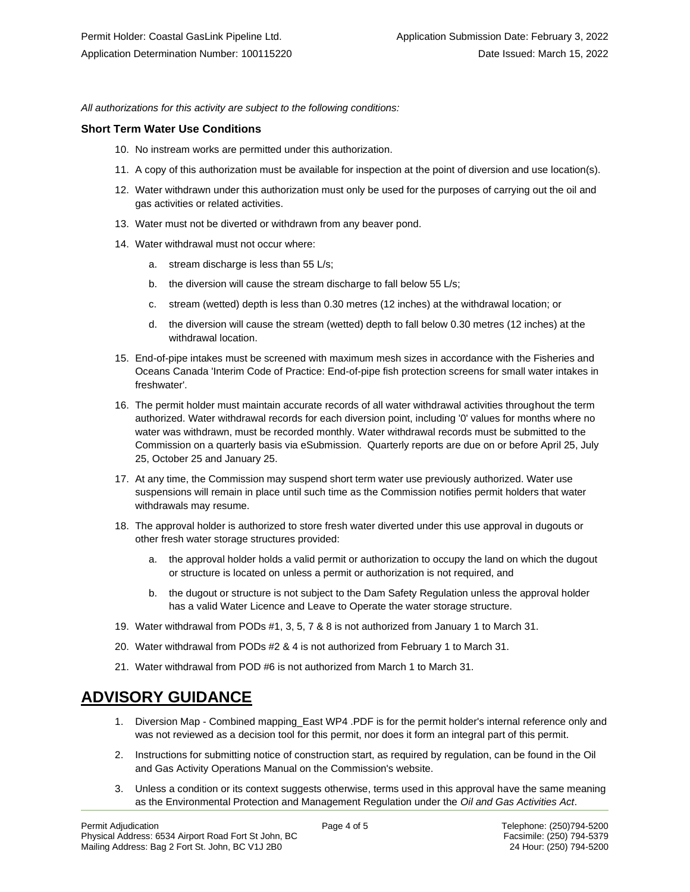*All authorizations for this activity are subject to the following conditions:*

**Short Term Water Use Conditions**

10. No instream works are permitted under this authorization.
11. A copy of this authorization must be available for inspection at the point of diversion and use location(s).
12. Water withdrawn under this authorization must only be used for the purposes of carrying out the oil and gas activities or related activities.
13. Water must not be diverted or withdrawn from any beaver pond.
14. Water withdrawal must not occur where:
    a. stream discharge is less than 55 L/s;
    b. the diversion will cause the stream discharge to fall below 55 L/s;
    c. stream (wetted) depth is less than 0.30 metres (12 inches) at the withdrawal location; or
    d. the diversion will cause the stream (wetted) depth to fall below 0.30 metres (12 inches) at the withdrawal location.
15. End-of-pipe intakes must be screened with maximum mesh sizes in accordance with the Fisheries and Oceans Canada 'Interim Code of Practice: End-of-pipe fish protection screens for small water intakes in freshwater'.
16. The permit holder must maintain accurate records of all water withdrawal activities throughout the term authorized. Water withdrawal records for each diversion point, including '0' values for months where no water was withdrawn, must be recorded monthly. Water withdrawal records must be submitted to the Commission on a quarterly basis via eSubmission. Quarterly reports are due on or before April 25, July 25, October 25 and January 25.
17. At any time, the Commission may suspend short term water use previously authorized. Water use suspensions will remain in place until such time as the Commission notifies permit holders that water withdrawals may resume.
18. The approval holder is authorized to store fresh water diverted under this use approval in dugouts or other fresh water storage structures provided:
    a. the approval holder holds a valid permit or authorization to occupy the land on which the dugout or structure is located on unless a permit or authorization is not required, and
    b. the dugout or structure is not subject to the Dam Safety Regulation unless the approval holder has a valid Water Licence and Leave to Operate the water storage structure.
19. Water withdrawal from PODs #1, 3, 5, 7 & 8 is not authorized from January 1 to March 31.
20. Water withdrawal from PODs #2 & 4 is not authorized from February 1 to March 31.
21. Water withdrawal from POD #6 is not authorized from March 1 to March 31.

# ADVISORY GUIDANCE

1. Diversion Map - Combined mapping_East WP4 .PDF is for the permit holder's internal reference only and was not reviewed as a decision tool for this permit, nor does it form an integral part of this permit.
2. Instructions for submitting notice of construction start, as required by regulation, can be found in the Oil and Gas Activity Operations Manual on the Commission's website.
3. Unless a condition or its context suggests otherwise, terms used in this approval have the same meaning as the Environmental Protection and Management Regulation under the *Oil and Gas Activities Act*.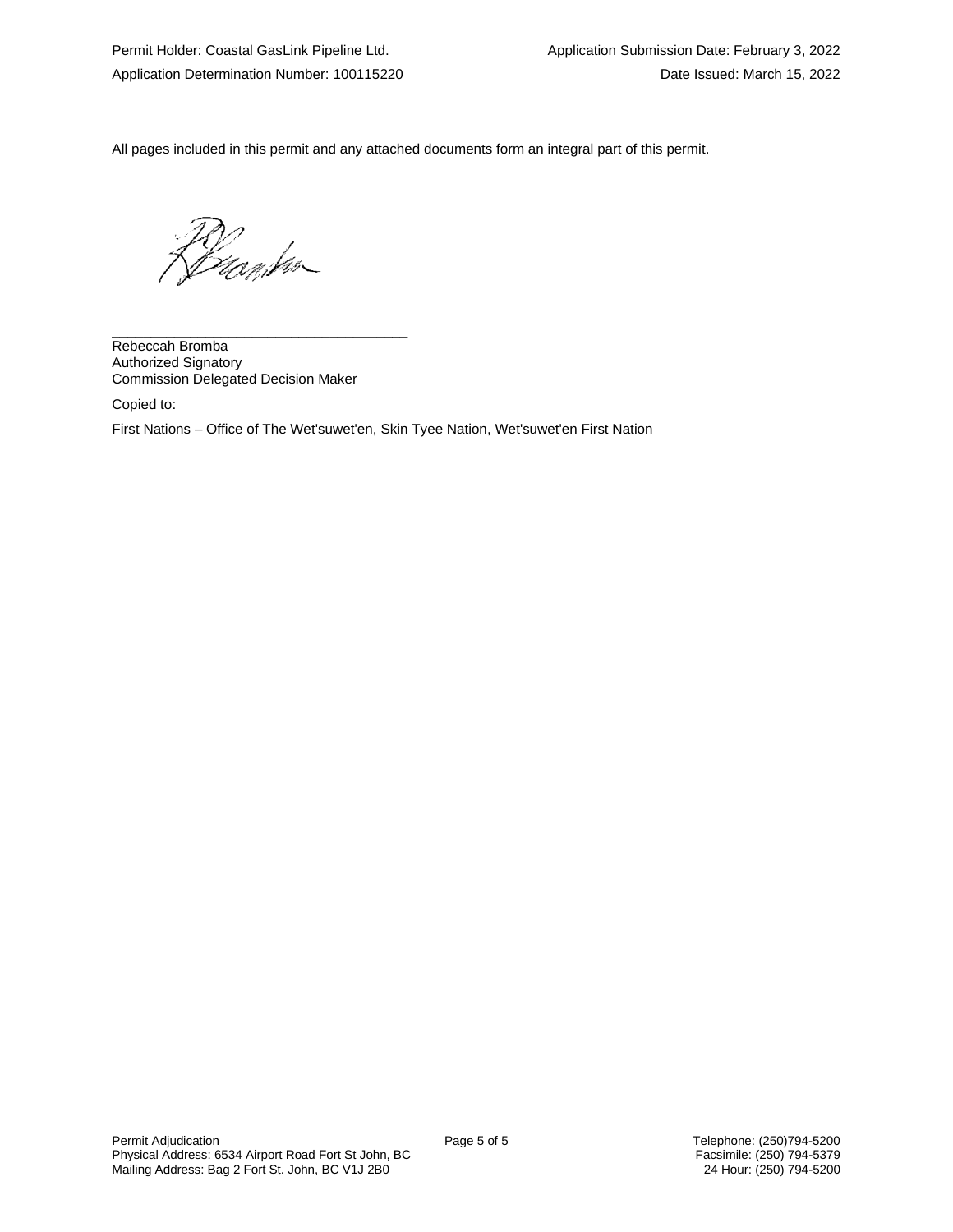All pages included in this permit and any attached documents form an integral part of this permit.

\_\_\_\_\_\_\_\_\_\_\_\_\_\_\_\_\_\_\_\_\_\_\_\_\_\_\_\_\_\_\_\_\_\_\_\_\_\_

Rebeccah Bromba
Authorized Signatory
Commission Delegated Decision Maker

Copied to:

First Nations – Office of The Wet'suwet'en, Skin Tyee Nation, Wet'suwet'en First Nation